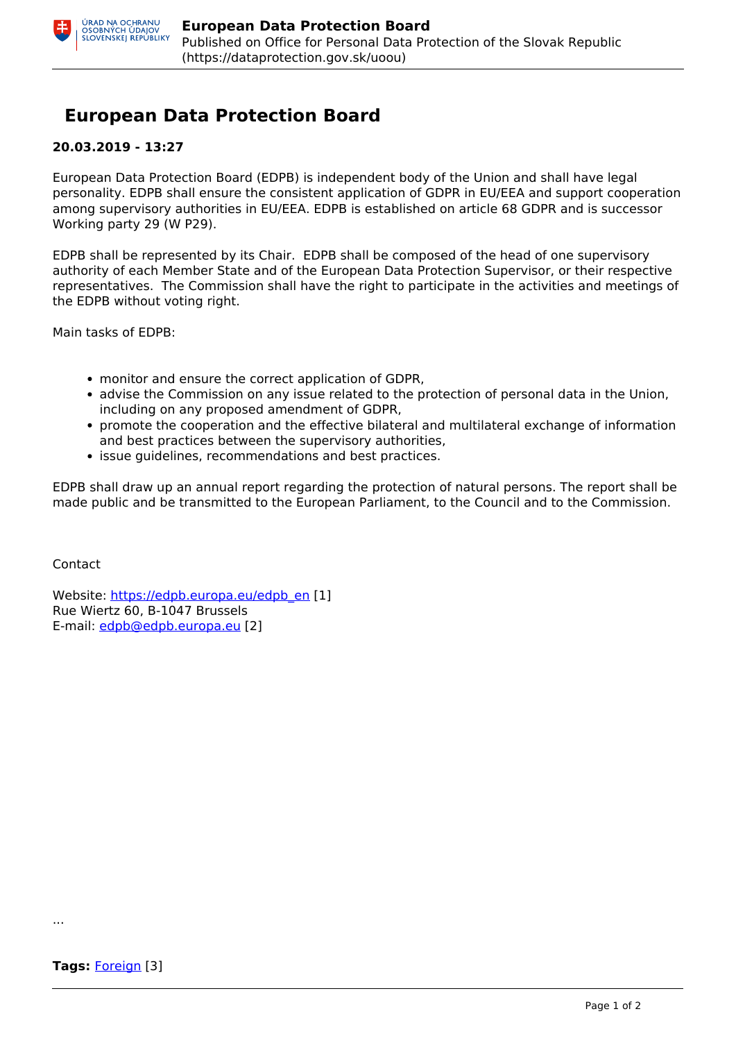# European Data Protection Board

**20.03.2019 - 13:27**

European Data Protection Board (EDPB) is independent body of the Union and shall have legal personality. EDPB shall ensure the consistent application of GDPR in EU/EEA and support cooperation among supervisory authorities in EU/EEA. EDPB is established on article 68 GDPR and is successor Working party 29 (W P29).

EDPB shall be represented by its Chair. EDPB shall be composed of the head of one supervisory authority of each Member State and of the European Data Protection Supervisor, or their respective representatives. The Commission shall have the right to participate in the activities and meetings of the EDPB without voting right.

Main tasks of EDPB:

- monitor and ensure the correct application of GDPR,
- advise the Commission on any issue related to the protection of personal data in the Union, including on any proposed amendment of GDPR,
- promote the cooperation and the effective bilateral and multilateral exchange of information and best practices between the supervisory authorities,
- issue guidelines, recommendations and best practices.

EDPB shall draw up an annual report regarding the protection of natural persons. The report shall be made public and be transmitted to the European Parliament, to the Council and to the Commission.

Contact

Website: https://edpb.europa.eu/edpb_en [1]
Rue Wiertz 60, B-1047 Brussels
E-mail: edpb@edpb.europa.eu [2]

...

**Tags:** Foreign [3]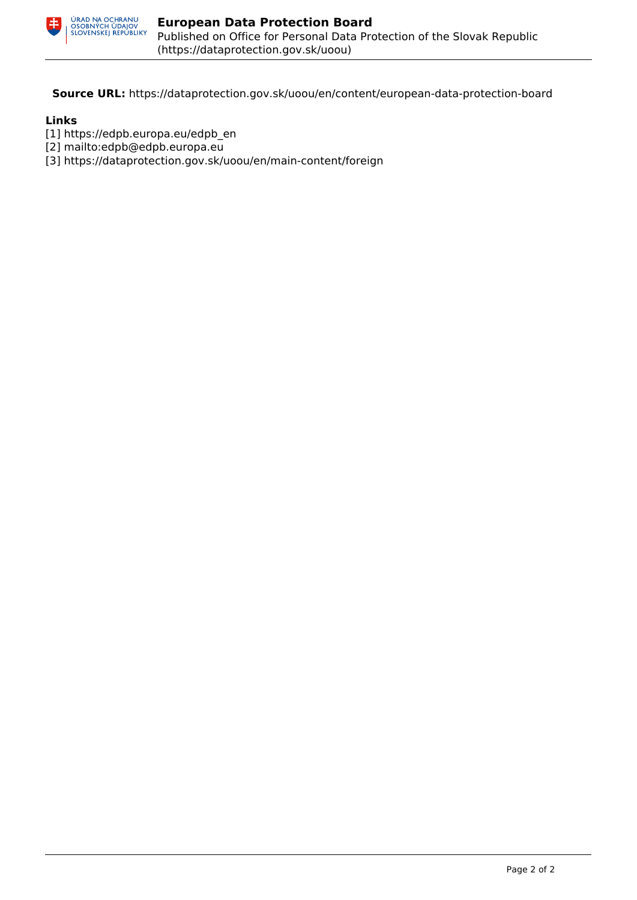**Source URL:** https://dataprotection.gov.sk/uoou/en/content/european-data-protection-board

**Links**

[1] https://edpb.europa.eu/edpb_en
[2] mailto:edpb@edpb.europa.eu
[3] https://dataprotection.gov.sk/uoou/en/main-content/foreign